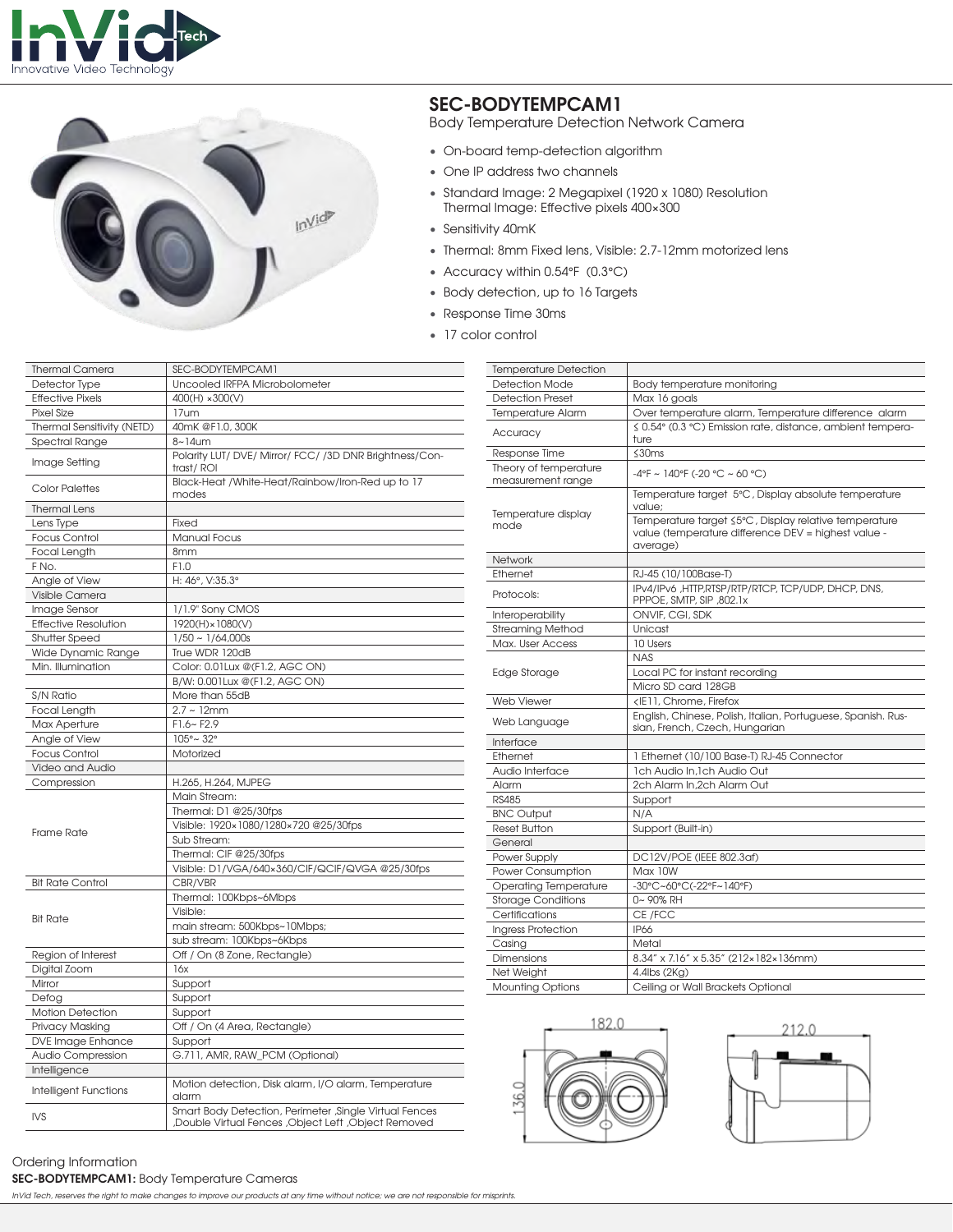# SEC-BODYTEMPCAM1

Body Temperature Detection Network Camera

- On-board temp-detection algorithm
- One IP address two channels
- Standard Image: 2 Megapixel (1920 x 1080) Resolution
  Thermal Image: Effective pixels 400×300
- Sensitivity 40mK
- Thermal: 8mm Fixed lens, Visible: 2.7-12mm motorized lens
- Accuracy within 0.54°F (0.3°C)
- Body detection, up to 16 Targets
- Response Time 30ms
- 17 color control

| Thermal Camera | SEC-BODYTEMPCAM1 |
|---|---|
| Detector Type | Uncooled IRFPA Microbolometer |
| Effective Pixels | 400(H) ×300(V) |
| Pixel Size | 17um |
| Thermal Sensitivity (NETD) | 40mK @F1.0, 300K |
| Spectral Range | 8~14um |
| Image Setting | Polarity LUT/ DVE/ Mirror/ FCC/ /3D DNR Brightness/Contrast/ ROI |
| Color Palettes | Black-Heat /White-Heat/Rainbow/Iron-Red up to 17 modes |
| Thermal Lens | |
| Lens Type | Fixed |
| Focus Control | Manual Focus |
| Focal Length | 8mm |
| F No. | F1.0 |
| Angle of View | H: 46°, V:35.3° |
| Visible Camera | |
| Image Sensor | 1/1.9" Sony CMOS |
| Effective Resolution | 1920(H)×1080(V) |
| Shutter Speed | 1/50 ~ 1/64,000s |
| Wide Dynamic Range | True WDR 120dB |
| Min. Illumination | Color: 0.01Lux @(F1.2, AGC ON) |
| | B/W: 0.001Lux @(F1.2, AGC ON) |
| S/N Ratio | More than 55dB |
| Focal Length | 2.7 ~ 12mm |
| Max Aperture | F1.6~ F2.9 |
| Angle of View | 105°~ 32° |
| Focus Control | Motorized |
| Video and Audio | |
| Compression | H.265, H.264, MJPEG |
| Frame Rate | Main Stream: |
| | Thermal: D1 @25/30fps |
| | Visible: 1920×1080/1280×720 @25/30fps |
| | Sub Stream: |
| | Thermal: CIF @25/30fps |
| | Visible: D1/VGA/640×360/CIF/QCIF/QVGA @25/30fps |
| Bit Rate Control | CBR/VBR |
| Bit Rate | Thermal: 100Kbps~6Mbps |
| | Visible: |
| | main stream: 500Kbps~10Mbps; |
| | sub stream: 100Kbps~6Kbps |
| Region of Interest | Off / On (8 Zone, Rectangle) |
| Digital Zoom | 16x |
| Mirror | Support |
| Defog | Support |
| Motion Detection | Support |
| Privacy Masking | Off / On (4 Area, Rectangle) |
| DVE Image Enhance | Support |
| Audio Compression | G.711, AMR, RAW_PCM (Optional) |
| Intelligence | |
| Intelligent Functions | Motion detection, Disk alarm, I/O alarm, Temperature alarm |
| IVS | Smart Body Detection, Perimeter ,Single Virtual Fences ,Double Virtual Fences ,Object Left ,Object Removed |

| Temperature Detection | |
|---|---|
| Detection Mode | Body temperature monitoring |
| Detection Preset | Max 16 goals |
| Temperature Alarm | Over temperature alarm, Temperature difference alarm |
| Accuracy | ≤ 0.54° (0.3 °C) Emission rate, distance, ambient temperature |
| Response Time | ≤30ms |
| Theory of temperature measurement range | -4°F ~ 140°F (-20 °C ~ 60 °C) |
| Temperature display mode | Temperature target 5°C, Display absolute temperature value; |
| | Temperature target ≤5°C, Display relative temperature value (temperature difference DEV = highest value - average) |
| Network | |
| Ethernet | RJ-45 (10/100Base-T) |
| Protocols: | IPv4/IPv6 ,HTTP,RTSP/RTP/RTCP, TCP/UDP, DHCP, DNS, PPPOE, SMTP, SIP ,802.1x |
| Interoperability | ONVIF, CGI, SDK |
| Streaming Method | Unicast |
| Max. User Access | 10 Users |
| Edge Storage | NAS |
| | Local PC for instant recording |
| | Micro SD card 128GB |
| Web Viewer | <IE11, Chrome, Firefox |
| Web Language | English, Chinese, Polish, Italian, Portuguese, Spanish. Russian, French, Czech, Hungarian |
| Interface | |
| Ethernet | 1 Ethernet (10/100 Base-T) RJ-45 Connector |
| Audio Interface | 1ch Audio In,1ch Audio Out |
| Alarm | 2ch Alarm In,2ch Alarm Out |
| RS485 | Support |
| BNC Output | N/A |
| Reset Button | Support (Built-in) |
| General | |
| Power Supply | DC12V/POE (IEEE 802.3af) |
| Power Consumption | Max 10W |
| Operating Temperature | -30°C~60°C(-22°F~140°F) |
| Storage Conditions | 0~ 90% RH |
| Certifications | CE /FCC |
| Ingress Protection | IP66 |
| Casing | Metal |
| Dimensions | 8.34" x 7.16" x 5.35" (212×182×136mm) |
| Net Weight | 4.4lbs (2Kg) |
| Mounting Options | Ceiling or Wall Brackets Optional |

182.0

136.0

212.0

Ordering Information

**SEC-BODYTEMPCAM1:** Body Temperature Cameras

*InVid Tech, reserves the right to make changes to improve our products at any time without notice; we are not responsible for misprints.*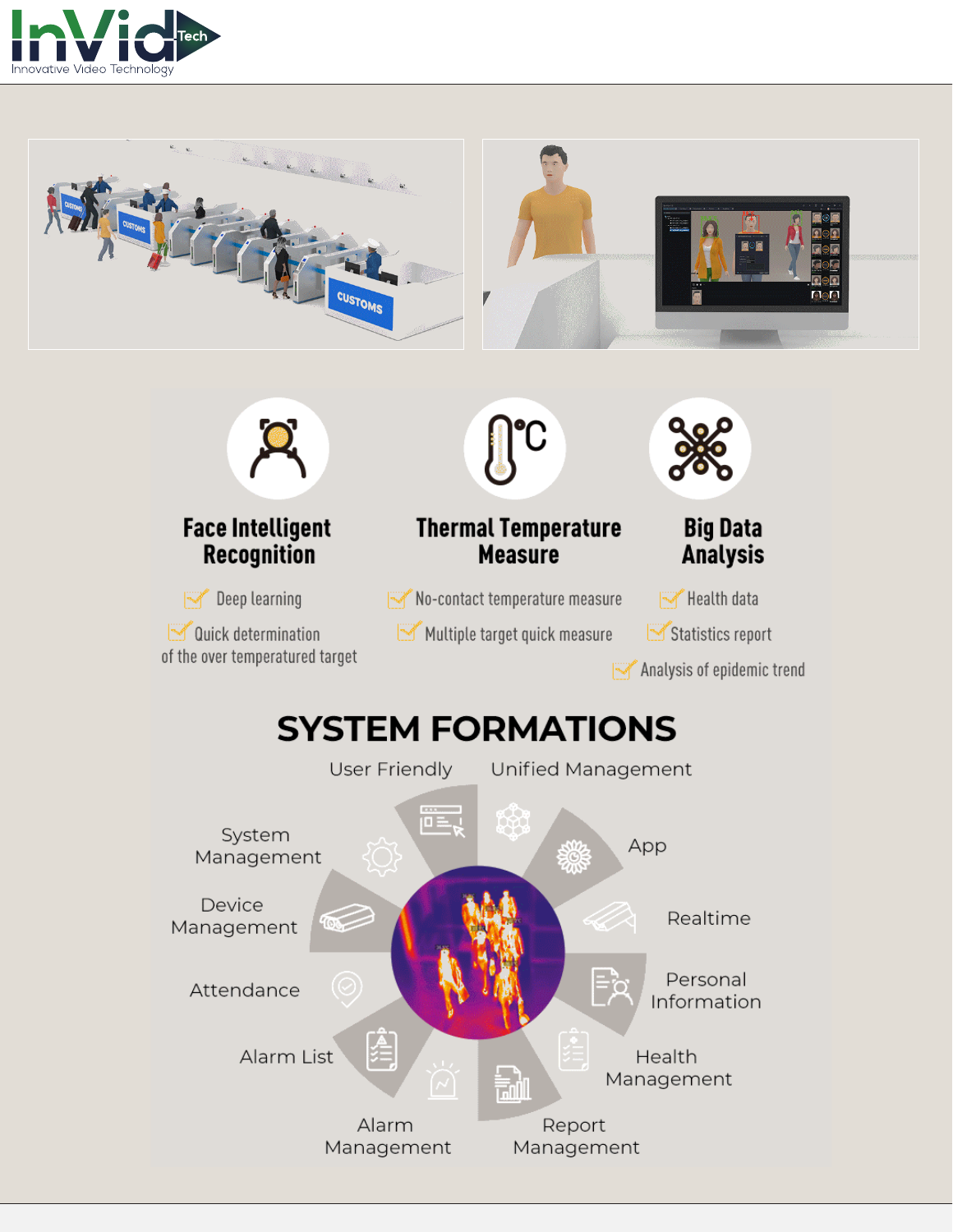## Face Intelligent Recognition

- Deep learning
- Quick determination of the over temperatured target

## Thermal Temperature Measure

- No-contact temperature measure
- Multiple target quick measure

## Big Data Analysis

- Health data
- Statistics report
- Analysis of epidemic trend

# SYSTEM FORMATIONS

User Friendly

Unified Management

App

Realtime

Personal Information

Health Management

Report Management

Alarm Management

Alarm List

Attendance

Device Management

System Management